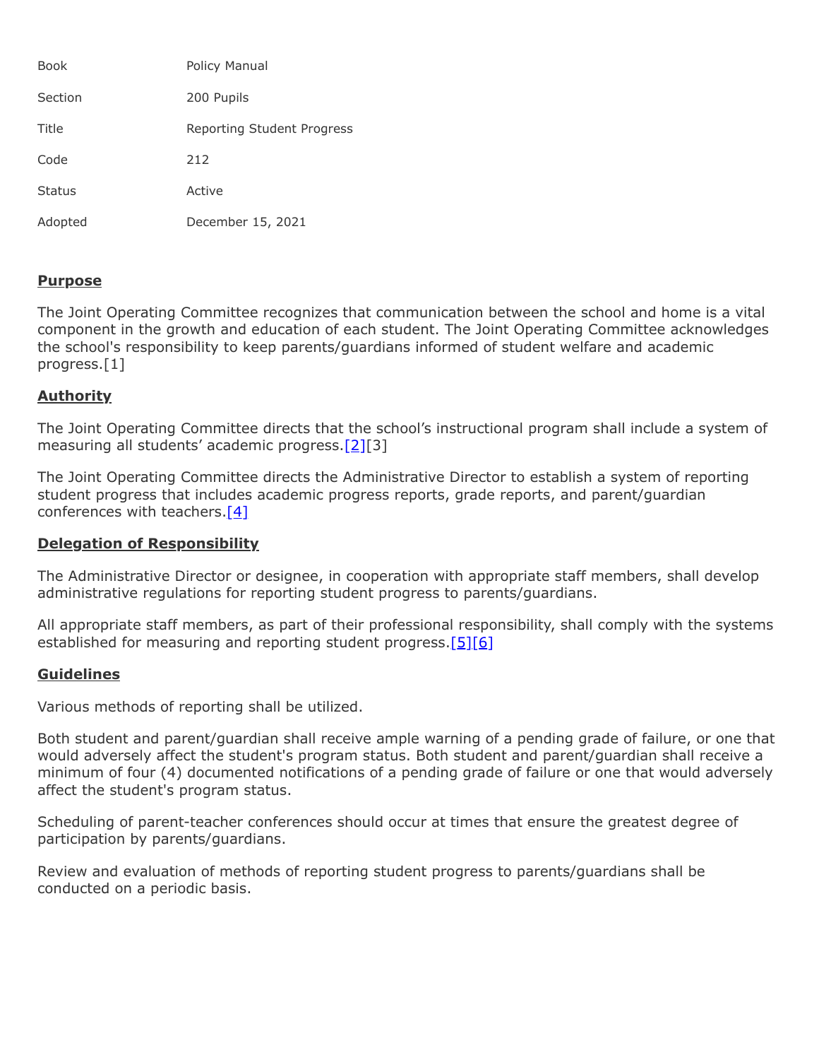| | |
|---|---|
| Book | Policy Manual |
| Section | 200 Pupils |
| Title | Reporting Student Progress |
| Code | 212 |
| Status | Active |
| Adopted | December 15, 2021 |

## Purpose

The Joint Operating Committee recognizes that communication between the school and home is a vital component in the growth and education of each student. The Joint Operating Committee acknowledges the school's responsibility to keep parents/guardians informed of student welfare and academic progress.[1]

## Authority

The Joint Operating Committee directs that the school's instructional program shall include a system of measuring all students' academic progress.[2][3]

The Joint Operating Committee directs the Administrative Director to establish a system of reporting student progress that includes academic progress reports, grade reports, and parent/guardian conferences with teachers.[4]

## Delegation of Responsibility

The Administrative Director or designee, in cooperation with appropriate staff members, shall develop administrative regulations for reporting student progress to parents/guardians.

All appropriate staff members, as part of their professional responsibility, shall comply with the systems established for measuring and reporting student progress.[5][6]

## Guidelines

Various methods of reporting shall be utilized.

Both student and parent/guardian shall receive ample warning of a pending grade of failure, or one that would adversely affect the student's program status. Both student and parent/guardian shall receive a minimum of four (4) documented notifications of a pending grade of failure or one that would adversely affect the student's program status.

Scheduling of parent-teacher conferences should occur at times that ensure the greatest degree of participation by parents/guardians.

Review and evaluation of methods of reporting student progress to parents/guardians shall be conducted on a periodic basis.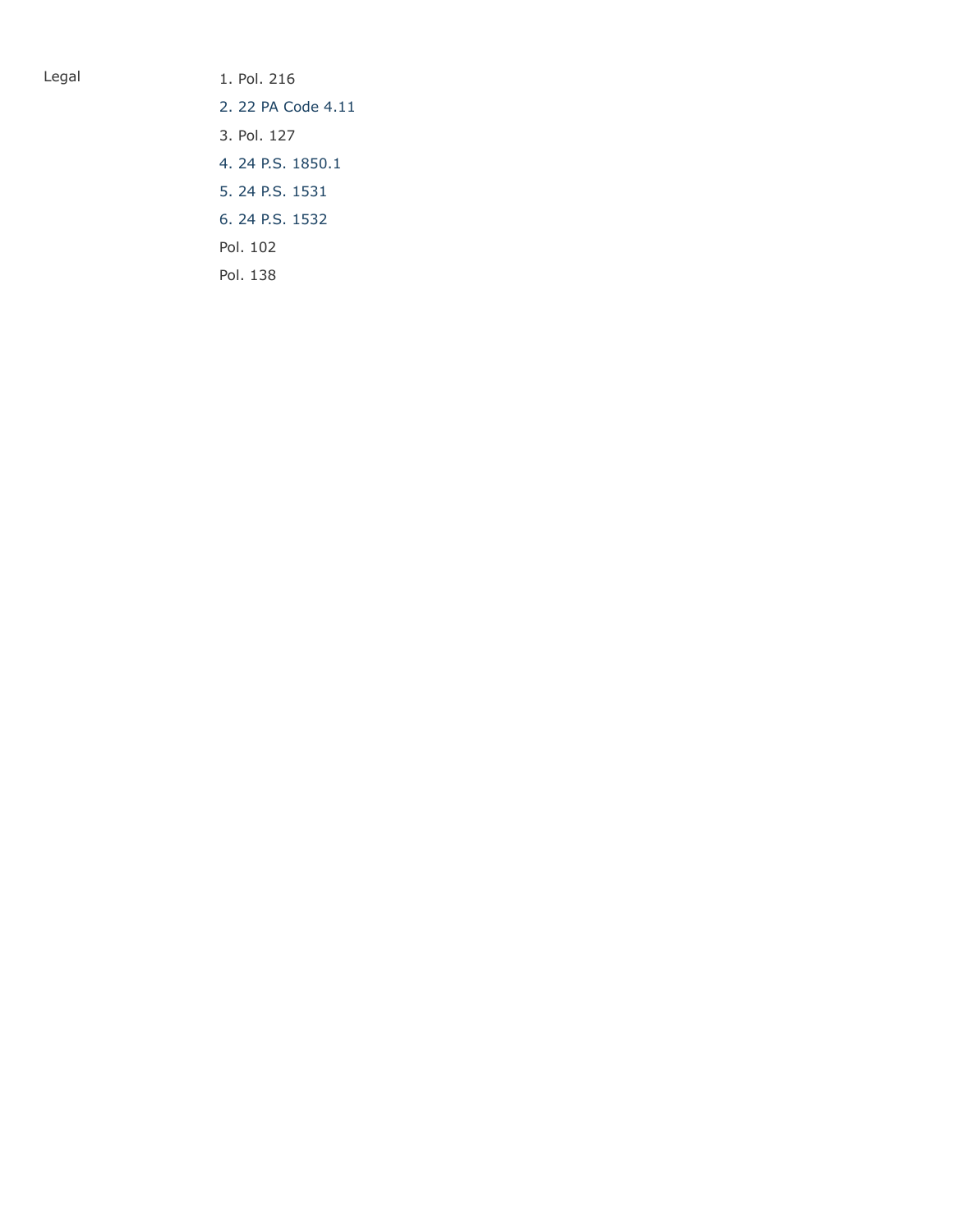Legal

1. Pol. 216
2. 22 PA Code 4.11
3. Pol. 127
4. 24 P.S. 1850.1
5. 24 P.S. 1531
6. 24 P.S. 1532

Pol. 102

Pol. 138